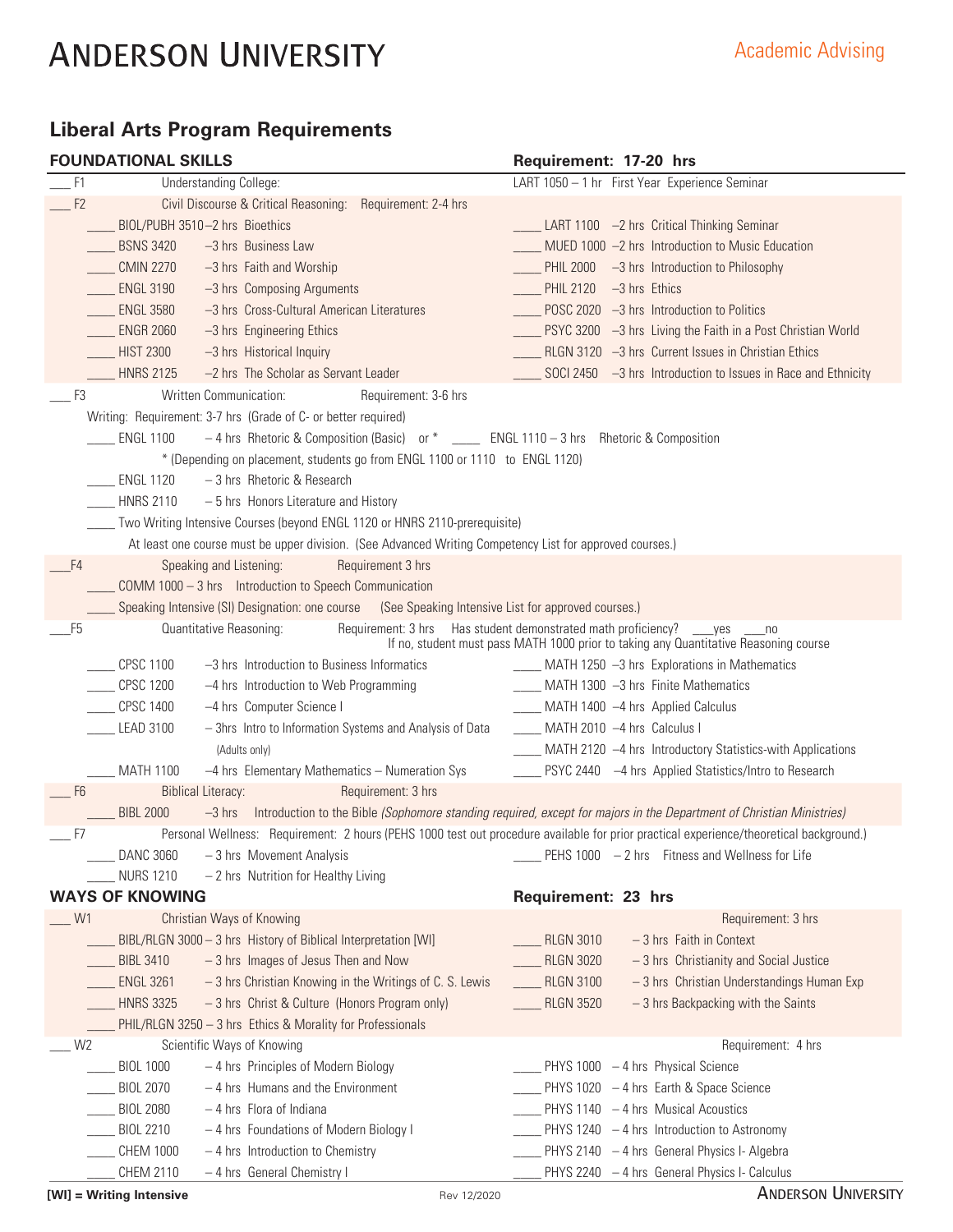# ANDERSON UNIVERSITY

Academic Advising

## Liberal Arts Program Requirements

### FOUNDATIONAL SKILLS — Requirement: 17-20 hrs

___ F1 Understanding College: LART 1050 – 1 hr First Year Experience Seminar

___ F2 Civil Discourse & Critical Reasoning: Requirement: 2-4 hrs

- ____ BIOL/PUBH 3510 –2 hrs Bioethics
- ____ BSNS 3420 –3 hrs Business Law
- ____ CMIN 2270 –3 hrs Faith and Worship
- ____ ENGL 3190 –3 hrs Composing Arguments
- ____ ENGL 3580 –3 hrs Cross-Cultural American Literatures
- ____ ENGR 2060 –3 hrs Engineering Ethics
- ____ HIST 2300 –3 hrs Historical Inquiry
- ____ HNRS 2125 –2 hrs The Scholar as Servant Leader
- ____ LART 1100 –2 hrs Critical Thinking Seminar
- ____ MUED 1000 –2 hrs Introduction to Music Education
- ____ PHIL 2000 –3 hrs Introduction to Philosophy
- ____ PHIL 2120 –3 hrs Ethics
- ____ POSC 2020 –3 hrs Introduction to Politics
- ____ PSYC 3200 –3 hrs Living the Faith in a Post Christian World
- ____ RLGN 3120 –3 hrs Current Issues in Christian Ethics
- ____ SOCI 2450 –3 hrs Introduction to Issues in Race and Ethnicity

___ F3 Written Communication: Requirement: 3-6 hrs

Writing: Requirement: 3-7 hrs (Grade of C- or better required)

- ____ ENGL 1100 – 4 hrs Rhetoric & Composition (Basic) or * ____ ENGL 1110 – 3 hrs Rhetoric & Composition
  - * (Depending on placement, students go from ENGL 1100 or 1110 to ENGL 1120)
- ____ ENGL 1120 – 3 hrs Rhetoric & Research
- ____ HNRS 2110 – 5 hrs Honors Literature and History
- ____ Two Writing Intensive Courses (beyond ENGL 1120 or HNRS 2110-prerequisite)
  - At least one course must be upper division. (See Advanced Writing Competency List for approved courses.)

___ F4 Speaking and Listening: Requirement 3 hrs

- ____ COMM 1000 – 3 hrs Introduction to Speech Communication
- ____ Speaking Intensive (SI) Designation: one course (See Speaking Intensive List for approved courses.)

___ F5 Quantitative Reasoning: Requirement: 3 hrs Has student demonstrated math proficiency? ___yes ___no
If no, student must pass MATH 1000 prior to taking any Quantitative Reasoning course

- ____ CPSC 1100 –3 hrs Introduction to Business Informatics
- ____ CPSC 1200 –4 hrs Introduction to Web Programming
- ____ CPSC 1400 –4 hrs Computer Science I
- ____ LEAD 3100 – 3hrs Intro to Information Systems and Analysis of Data (Adults only)
- ____ MATH 1100 –4 hrs Elementary Mathematics – Numeration Sys
- ____ MATH 1250 –3 hrs Explorations in Mathematics
- ____ MATH 1300 –3 hrs Finite Mathematics
- ____ MATH 1400 –4 hrs Applied Calculus
- ____ MATH 2010 –4 hrs Calculus I
- ____ MATH 2120 –4 hrs Introductory Statistics-with Applications
- ____ PSYC 2440 –4 hrs Applied Statistics/Intro to Research

___ F6 Biblical Literacy: Requirement: 3 hrs

- ____ BIBL 2000 –3 hrs Introduction to the Bible *(Sophomore standing required, except for majors in the Department of Christian Ministries)*

___ F7 Personal Wellness: Requirement: 2 hours (PEHS 1000 test out procedure available for prior practical experience/theoretical background.)

- ____ DANC 3060 – 3 hrs Movement Analysis
- ____ NURS 1210 – 2 hrs Nutrition for Healthy Living
- ____ PEHS 1000 – 2 hrs Fitness and Wellness for Life

### WAYS OF KNOWING — Requirement: 23 hrs

___ W1 Christian Ways of Knowing — Requirement: 3 hrs

- ____ BIBL/RLGN 3000 – 3 hrs History of Biblical Interpretation [WI]
- ____ BIBL 3410 – 3 hrs Images of Jesus Then and Now
- ____ ENGL 3261 – 3 hrs Christian Knowing in the Writings of C. S. Lewis
- ____ HNRS 3325 – 3 hrs Christ & Culture (Honors Program only)
- ____ PHIL/RLGN 3250 – 3 hrs Ethics & Morality for Professionals
- ____ RLGN 3010 – 3 hrs Faith in Context
- ____ RLGN 3020 – 3 hrs Christianity and Social Justice
- ____ RLGN 3100 – 3 hrs Christian Understandings Human Exp
- ____ RLGN 3520 – 3 hrs Backpacking with the Saints

___ W2 Scientific Ways of Knowing — Requirement: 4 hrs

- ____ BIOL 1000 – 4 hrs Principles of Modern Biology
- ____ BIOL 2070 – 4 hrs Humans and the Environment
- ____ BIOL 2080 – 4 hrs Flora of Indiana
- ____ BIOL 2210 – 4 hrs Foundations of Modern Biology I
- ____ CHEM 1000 – 4 hrs Introduction to Chemistry
- ____ CHEM 2110 – 4 hrs General Chemistry I
- ____ PHYS 1000 – 4 hrs Physical Science
- ____ PHYS 1020 – 4 hrs Earth & Space Science
- ____ PHYS 1140 – 4 hrs Musical Acoustics
- ____ PHYS 1240 – 4 hrs Introduction to Astronomy
- ____ PHYS 2140 – 4 hrs General Physics I- Algebra
- ____ PHYS 2240 – 4 hrs General Physics I- Calculus

**[WI] = Writing Intensive**

Rev 12/2020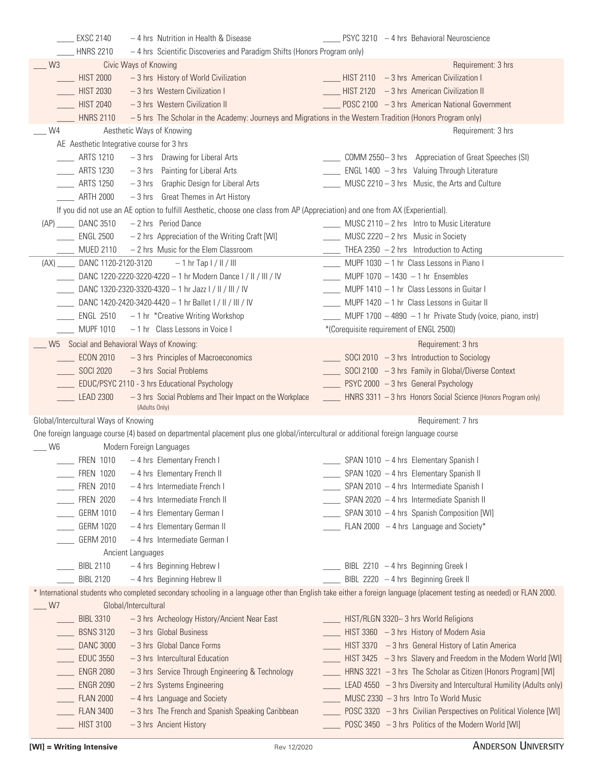____ EXSC 2140 – 4 hrs Nutrition in Health & Disease
____ PSYC 3210 – 4 hrs Behavioral Neuroscience
____ HNRS 2210 – 4 hrs Scientific Discoveries and Paradigm Shifts (Honors Program only)

___ W3 Civic Ways of Knowing — Requirement: 3 hrs

____ HIST 2000 – 3 hrs History of World Civilization
____ HIST 2030 – 3 hrs Western Civilization I
____ HIST 2040 – 3 hrs Western Civilization II
____ HIST 2110 – 3 hrs American Civilization I
____ HIST 2120 – 3 hrs American Civilization II
____ POSC 2100 – 3 hrs American National Government
____ HNRS 2110 – 5 hrs The Scholar in the Academy: Journeys and Migrations in the Western Tradition (Honors Program only)

___ W4 Aesthetic Ways of Knowing — Requirement: 3 hrs

AE Aesthetic Integrative course for 3 hrs

____ ARTS 1210 – 3 hrs Drawing for Liberal Arts
____ ARTS 1230 – 3 hrs Painting for Liberal Arts
____ ARTS 1250 – 3 hrs Graphic Design for Liberal Arts
____ ARTH 2000 – 3 hrs Great Themes in Art History
____ COMM 2550 – 3 hrs Appreciation of Great Speeches (SI)
____ ENGL 1400 – 3 hrs Valuing Through Literature
____ MUSC 2210 – 3 hrs Music, the Arts and Culture

If you did not use an AE option to fulfill Aesthetic, choose one class from AP (Appreciation) and one from AX (Experiential).

(AP)
____ DANC 3510 – 2 hrs Period Dance
____ ENGL 2500 – 2 hrs Appreciation of the Writing Craft [WI]
____ MUED 2110 – 2 hrs Music for the Elem Classroom
____ MUSC 2110 – 2 hrs Intro to Music Literature
____ MUSC 2220 – 2 hrs Music in Society
____ THEA 2350 – 2 hrs Introduction to Acting

(AX)
____ DANC 1120-2120-3120 – 1 hr Tap I / II / III
____ DANC 1220-2220-3220-4220 – 1 hr Modern Dance I / II / III / IV
____ DANC 1320-2320-3320-4320 – 1 hr Jazz I / II / III / IV
____ DANC 1420-2420-3420-4420 – 1 hr Ballet I / II / III / IV
____ ENGL 2510 – 1 hr *Creative Writing Workshop
____ MUPF 1010 – 1 hr Class Lessons in Voice I
____ MUPF 1030 – 1 hr Class Lessons in Piano I
____ MUPF 1070 – 1430 – 1 hr Ensembles
____ MUPF 1410 – 1 hr Class Lessons in Guitar I
____ MUPF 1420 – 1 hr Class Lessons in Guitar II
____ MUPF 1700 – 4890 – 1 hr Private Study (voice, piano, instr)

*(Corequisite requirement of ENGL 2500)

___ W5 Social and Behavioral Ways of Knowing: — Requirement: 3 hrs

____ ECON 2010 – 3 hrs Principles of Macroeconomics
____ SOCI 2020 – 3 hrs Social Problems
____ EDUC/PSYC 2110 - 3 hrs Educational Psychology
____ LEAD 2300 – 3 hrs Social Problems and Their Impact on the Workplace (Adults Only)
____ SOCI 2010 – 3 hrs Introduction to Sociology
____ SOCI 2100 – 3 hrs Family in Global/Diverse Context
____ PSYC 2000 – 3 hrs General Psychology
____ HNRS 3311 – 3 hrs Honors Social Science (Honors Program only)

Global/Intercultural Ways of Knowing — Requirement: 7 hrs

One foreign language course (4) based on departmental placement plus one global/intercultural or additional foreign language course

___ W6 Modern Foreign Languages

____ FREN 1010 – 4 hrs Elementary French I
____ FREN 1020 – 4 hrs Elementary French II
____ FREN 2010 – 4 hrs Intermediate French I
____ FREN 2020 – 4 hrs Intermediate French II
____ GERM 1010 – 4 hrs Elementary German I
____ GERM 1020 – 4 hrs Elementary German II
____ GERM 2010 – 4 hrs Intermediate German I
____ SPAN 1010 – 4 hrs Elementary Spanish I
____ SPAN 1020 – 4 hrs Elementary Spanish II
____ SPAN 2010 – 4 hrs Intermediate Spanish I
____ SPAN 2020 – 4 hrs Intermediate Spanish II
____ SPAN 3010 – 4 hrs Spanish Composition [WI]
____ FLAN 2000 – 4 hrs Language and Society*

Ancient Languages

____ BIBL 2110 – 4 hrs Beginning Hebrew I
____ BIBL 2120 – 4 hrs Beginning Hebrew II
____ BIBL 2210 – 4 hrs Beginning Greek I
____ BIBL 2220 – 4 hrs Beginning Greek II

* International students who completed secondary schooling in a language other than English take either a foreign language (placement testing as needed) or FLAN 2000.

___ W7 Global/Intercultural

____ BIBL 3310 – 3 hrs Archeology History/Ancient Near East
____ BSNS 3120 – 3 hrs Global Business
____ DANC 3000 – 3 hrs Global Dance Forms
____ EDUC 3550 – 3 hrs Intercultural Education
____ ENGR 2080 – 3 hrs Service Through Engineering & Technology
____ ENGR 2090 – 2 hrs Systems Engineering
____ FLAN 2000 – 4 hrs Language and Society
____ FLAN 3400 – 3 hrs The French and Spanish Speaking Caribbean
____ HIST 3100 – 3 hrs Ancient History
____ HIST/RLGN 3320 – 3 hrs World Religions
____ HIST 3360 – 3 hrs History of Modern Asia
____ HIST 3370 – 3 hrs General History of Latin America
____ HIST 3425 – 3 hrs Slavery and Freedom in the Modern World [WI]
____ HRNS 3221 – 3 hrs The Scholar as Citizen (Honors Program) [WI]
____ LEAD 4550 – 3 hrs Diversity and Intercultural Humility (Adults only)
____ MUSC 2330 – 3 hrs Intro To World Music
____ POSC 3320 – 3 hrs Civilian Perspectives on Political Violence [WI]
____ POSC 3450 – 3 hrs Politics of the Modern World [WI]

**[WI] = Writing Intensive**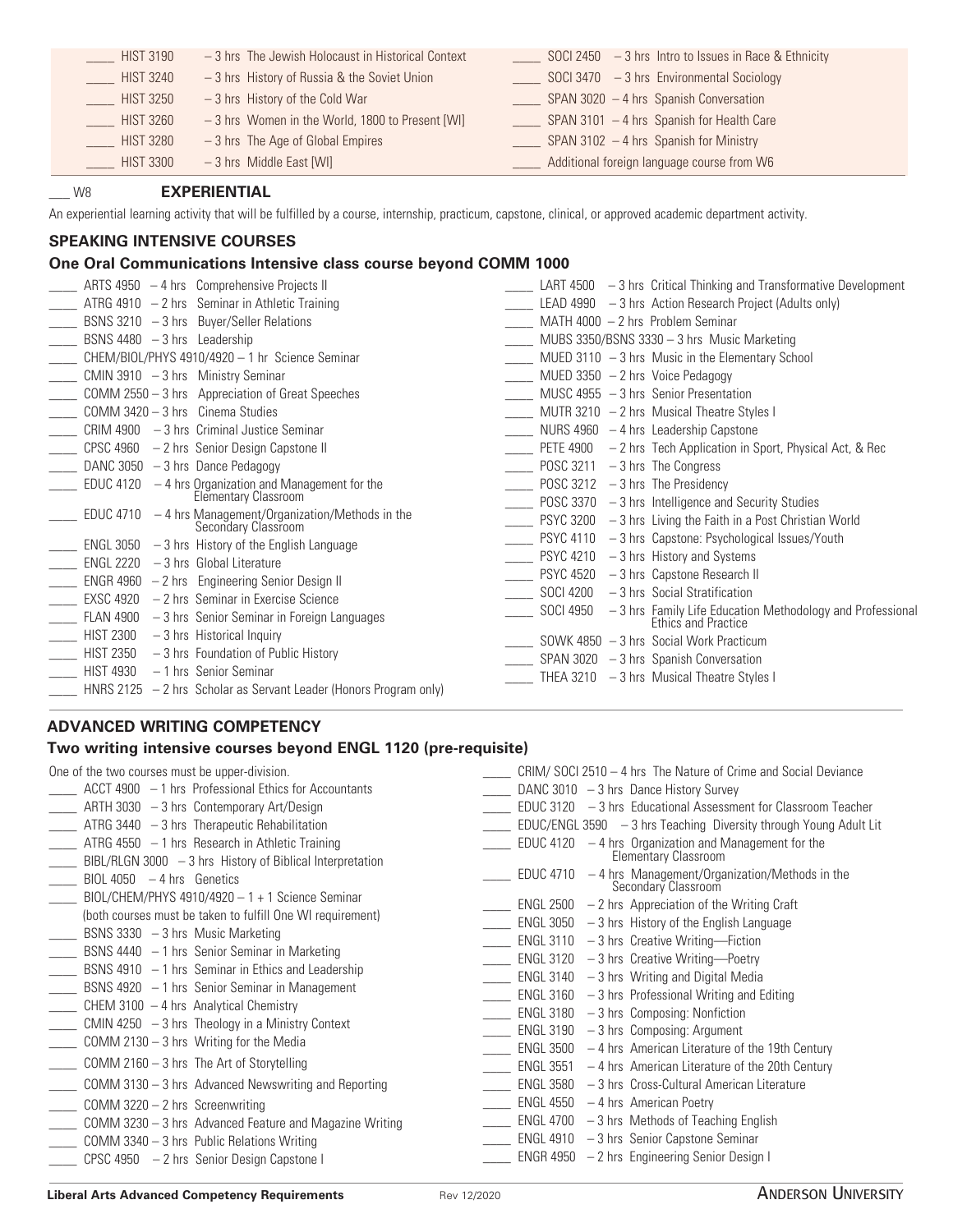\_\_\_\_ HIST 3190 – 3 hrs The Jewish Holocaust in Historical Context
\_\_\_\_ HIST 3240 – 3 hrs History of Russia & the Soviet Union
\_\_\_\_ HIST 3250 – 3 hrs History of the Cold War
\_\_\_\_ HIST 3260 – 3 hrs Women in the World, 1800 to Present [WI]
\_\_\_\_ HIST 3280 – 3 hrs The Age of Global Empires
\_\_\_\_ HIST 3300 – 3 hrs Middle East [WI]
\_\_\_\_ SOCI 2450 – 3 hrs Intro to Issues in Race & Ethnicity
\_\_\_\_ SOCI 3470 – 3 hrs Environmental Sociology
\_\_\_\_ SPAN 3020 – 4 hrs Spanish Conversation
\_\_\_\_ SPAN 3101 – 4 hrs Spanish for Health Care
\_\_\_\_ SPAN 3102 – 4 hrs Spanish for Ministry
\_\_\_\_ Additional foreign language course from W6

\_\_\_ W8 **EXPERIENTIAL**

An experiential learning activity that will be fulfilled by a course, internship, practicum, capstone, clinical, or approved academic department activity.

## SPEAKING INTENSIVE COURSES

### One Oral Communications Intensive class course beyond COMM 1000

\_\_\_\_ ARTS 4950 – 4 hrs Comprehensive Projects II
\_\_\_\_ ATRG 4910 – 2 hrs Seminar in Athletic Training
\_\_\_\_ BSNS 3210 – 3 hrs Buyer/Seller Relations
\_\_\_\_ BSNS 4480 – 3 hrs Leadership
\_\_\_\_ CHEM/BIOL/PHYS 4910/4920 – 1 hr Science Seminar
\_\_\_\_ CMIN 3910 – 3 hrs Ministry Seminar
\_\_\_\_ COMM 2550 – 3 hrs Appreciation of Great Speeches
\_\_\_\_ COMM 3420 – 3 hrs Cinema Studies
\_\_\_\_ CRIM 4900 – 3 hrs Criminal Justice Seminar
\_\_\_\_ CPSC 4960 – 2 hrs Senior Design Capstone II
\_\_\_\_ DANC 3050 – 3 hrs Dance Pedagogy
\_\_\_\_ EDUC 4120 – 4 hrs Organization and Management for the Elementary Classroom
\_\_\_\_ EDUC 4710 – 4 hrs Management/Organization/Methods in the Secondary Classroom
\_\_\_\_ ENGL 3050 – 3 hrs History of the English Language
\_\_\_\_ ENGL 2220 – 3 hrs Global Literature
\_\_\_\_ ENGR 4960 – 2 hrs Engineering Senior Design II
\_\_\_\_ EXSC 4920 – 2 hrs Seminar in Exercise Science
\_\_\_\_ FLAN 4900 – 3 hrs Senior Seminar in Foreign Languages
\_\_\_\_ HIST 2300 – 3 hrs Historical Inquiry
\_\_\_\_ HIST 2350 – 3 hrs Foundation of Public History
\_\_\_\_ HIST 4930 – 1 hrs Senior Seminar
\_\_\_\_ HNRS 2125 – 2 hrs Scholar as Servant Leader (Honors Program only)
\_\_\_\_ LART 4500 – 3 hrs Critical Thinking and Transformative Development
\_\_\_\_ LEAD 4990 – 3 hrs Action Research Project (Adults only)
\_\_\_\_ MATH 4000 – 2 hrs Problem Seminar
\_\_\_\_ MUBS 3350/BSNS 3330 – 3 hrs Music Marketing
\_\_\_\_ MUED 3110 – 3 hrs Music in the Elementary School
\_\_\_\_ MUED 3350 – 2 hrs Voice Pedagogy
\_\_\_\_ MUSC 4955 – 3 hrs Senior Presentation
\_\_\_\_ MUTR 3210 – 2 hrs Musical Theatre Styles I
\_\_\_\_ NURS 4960 – 4 hrs Leadership Capstone
\_\_\_\_ PETE 4900 – 2 hrs Tech Application in Sport, Physical Act, & Rec
\_\_\_\_ POSC 3211 – 3 hrs The Congress
\_\_\_\_ POSC 3212 – 3 hrs The Presidency
\_\_\_\_ POSC 3370 – 3 hrs Intelligence and Security Studies
\_\_\_\_ PSYC 3200 – 3 hrs Living the Faith in a Post Christian World
\_\_\_\_ PSYC 4110 – 3 hrs Capstone: Psychological Issues/Youth
\_\_\_\_ PSYC 4210 – 3 hrs History and Systems
\_\_\_\_ PSYC 4520 – 3 hrs Capstone Research II
\_\_\_\_ SOCI 4200 – 3 hrs Social Stratification
\_\_\_\_ SOCI 4950 – 3 hrs Family Life Education Methodology and Professional Ethics and Practice
\_\_\_\_ SOWK 4850 – 3 hrs Social Work Practicum
\_\_\_\_ SPAN 3020 – 3 hrs Spanish Conversation
\_\_\_\_ THEA 3210 – 3 hrs Musical Theatre Styles I

## ADVANCED WRITING COMPETENCY

### Two writing intensive courses beyond ENGL 1120 (pre-requisite)

One of the two courses must be upper-division.

\_\_\_\_ ACCT 4900 – 1 hrs Professional Ethics for Accountants
\_\_\_\_ ARTH 3030 – 3 hrs Contemporary Art/Design
\_\_\_\_ ATRG 3440 – 3 hrs Therapeutic Rehabilitation
\_\_\_\_ ATRG 4550 – 1 hrs Research in Athletic Training
\_\_\_\_ BIBL/RLGN 3000 – 3 hrs History of Biblical Interpretation
\_\_\_\_ BIOL 4050 – 4 hrs Genetics
\_\_\_\_ BIOL/CHEM/PHYS 4910/4920 – 1 + 1 Science Seminar (both courses must be taken to fulfill One WI requirement)
\_\_\_\_ BSNS 3330 – 3 hrs Music Marketing
\_\_\_\_ BSNS 4440 – 1 hrs Senior Seminar in Marketing
\_\_\_\_ BSNS 4910 – 1 hrs Seminar in Ethics and Leadership
\_\_\_\_ BSNS 4920 – 1 hrs Senior Seminar in Management
\_\_\_\_ CHEM 3100 – 4 hrs Analytical Chemistry
\_\_\_\_ CMIN 4250 – 3 hrs Theology in a Ministry Context
\_\_\_\_ COMM 2130 – 3 hrs Writing for the Media
\_\_\_\_ COMM 2160 – 3 hrs The Art of Storytelling
\_\_\_\_ COMM 3130 – 3 hrs Advanced Newswriting and Reporting
\_\_\_\_ COMM 3220 – 2 hrs Screenwriting
\_\_\_\_ COMM 3230 – 3 hrs Advanced Feature and Magazine Writing
\_\_\_\_ COMM 3340 – 3 hrs Public Relations Writing
\_\_\_\_ CPSC 4950 – 2 hrs Senior Design Capstone I
\_\_\_\_ CRIM/ SOCI 2510 – 4 hrs The Nature of Crime and Social Deviance
\_\_\_\_ DANC 3010 – 3 hrs Dance History Survey
\_\_\_\_ EDUC 3120 – 3 hrs Educational Assessment for Classroom Teacher
\_\_\_\_ EDUC/ENGL 3590 – 3 hrs Teaching Diversity through Young Adult Lit
\_\_\_\_ EDUC 4120 – 4 hrs Organization and Management for the Elementary Classroom
\_\_\_\_ EDUC 4710 – 4 hrs Management/Organization/Methods in the Secondary Classroom
\_\_\_\_ ENGL 2500 – 2 hrs Appreciation of the Writing Craft
\_\_\_\_ ENGL 3050 – 3 hrs History of the English Language
\_\_\_\_ ENGL 3110 – 3 hrs Creative Writing—Fiction
\_\_\_\_ ENGL 3120 – 3 hrs Creative Writing—Poetry
\_\_\_\_ ENGL 3140 – 3 hrs Writing and Digital Media
\_\_\_\_ ENGL 3160 – 3 hrs Professional Writing and Editing
\_\_\_\_ ENGL 3180 – 3 hrs Composing: Nonfiction
\_\_\_\_ ENGL 3190 – 3 hrs Composing: Argument
\_\_\_\_ ENGL 3500 – 4 hrs American Literature of the 19th Century
\_\_\_\_ ENGL 3551 – 4 hrs American Literature of the 20th Century
\_\_\_\_ ENGL 3580 – 3 hrs Cross-Cultural American Literature
\_\_\_\_ ENGL 4550 – 4 hrs American Poetry
\_\_\_\_ ENGL 4700 – 3 hrs Methods of Teaching English
\_\_\_\_ ENGL 4910 – 3 hrs Senior Capstone Seminar
\_\_\_\_ ENGR 4950 – 2 hrs Engineering Senior Design I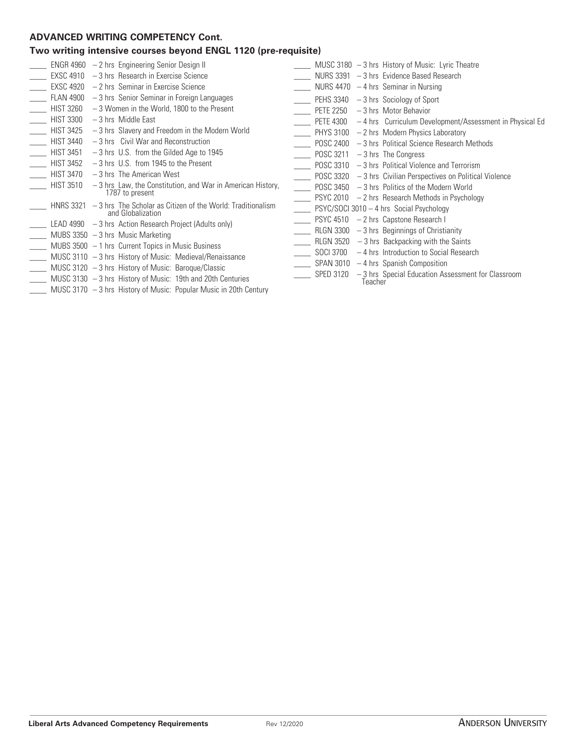## ADVANCED WRITING COMPETENCY Cont.

### Two writing intensive courses beyond ENGL 1120 (pre-requisite)

- ____ ENGR 4960 – 2 hrs Engineering Senior Design II
- ____ EXSC 4910 – 3 hrs Research in Exercise Science
- ____ EXSC 4920 – 2 hrs Seminar in Exercise Science
- ____ FLAN 4900 – 3 hrs Senior Seminar in Foreign Languages
- ____ HIST 3260 – 3 Women in the World, 1800 to the Present
- ____ HIST 3300 – 3 hrs Middle East
- ____ HIST 3425 – 3 hrs Slavery and Freedom in the Modern World
- ____ HIST 3440 – 3 hrs Civil War and Reconstruction
- ____ HIST 3451 – 3 hrs U.S. from the Gilded Age to 1945
- ____ HIST 3452 – 3 hrs U.S. from 1945 to the Present
- ____ HIST 3470 – 3 hrs The American West
- ____ HIST 3510 – 3 hrs Law, the Constitution, and War in American History, 1787 to present
- ____ HNRS 3321 – 3 hrs The Scholar as Citizen of the World: Traditionalism and Globalization
- ____ LEAD 4990 – 3 hrs Action Research Project (Adults only)
- ____ MUBS 3350 – 3 hrs Music Marketing
- ____ MUBS 3500 – 1 hrs Current Topics in Music Business
- ____ MUSC 3110 – 3 hrs History of Music: Medieval/Renaissance
- ____ MUSC 3120 – 3 hrs History of Music: Baroque/Classic
- ____ MUSC 3130 – 3 hrs History of Music: 19th and 20th Centuries
- ____ MUSC 3170 – 3 hrs History of Music: Popular Music in 20th Century
- ____ MUSC 3180 – 3 hrs History of Music: Lyric Theatre
- ____ NURS 3391 – 3 hrs Evidence Based Research
- ____ NURS 4470 – 4 hrs Seminar in Nursing
- ____ PEHS 3340 – 3 hrs Sociology of Sport
- ____ PETE 2250 – 3 hrs Motor Behavior
- ____ PETE 4300 – 4 hrs Curriculum Development/Assessment in Physical Ed
- ____ PHYS 3100 – 2 hrs Modern Physics Laboratory
- ____ POSC 2400 – 3 hrs Political Science Research Methods
- ____ POSC 3211 – 3 hrs The Congress
- ____ POSC 3310 – 3 hrs Political Violence and Terrorism
- ____ POSC 3320 – 3 hrs Civilian Perspectives on Political Violence
- ____ POSC 3450 – 3 hrs Politics of the Modern World
- ____ PSYC 2010 – 2 hrs Research Methods in Psychology
- ____ PSYC/SOCI 3010 – 4 hrs Social Psychology
- ____ PSYC 4510 – 2 hrs Capstone Research I
- ____ RLGN 3300 – 3 hrs Beginnings of Christianity
- ____ RLGN 3520 – 3 hrs Backpacking with the Saints
- ____ SOCI 3700 – 4 hrs Introduction to Social Research
- ____ SPAN 3010 – 4 hrs Spanish Composition
- ____ SPED 3120 – 3 hrs Special Education Assessment for Classroom Teacher